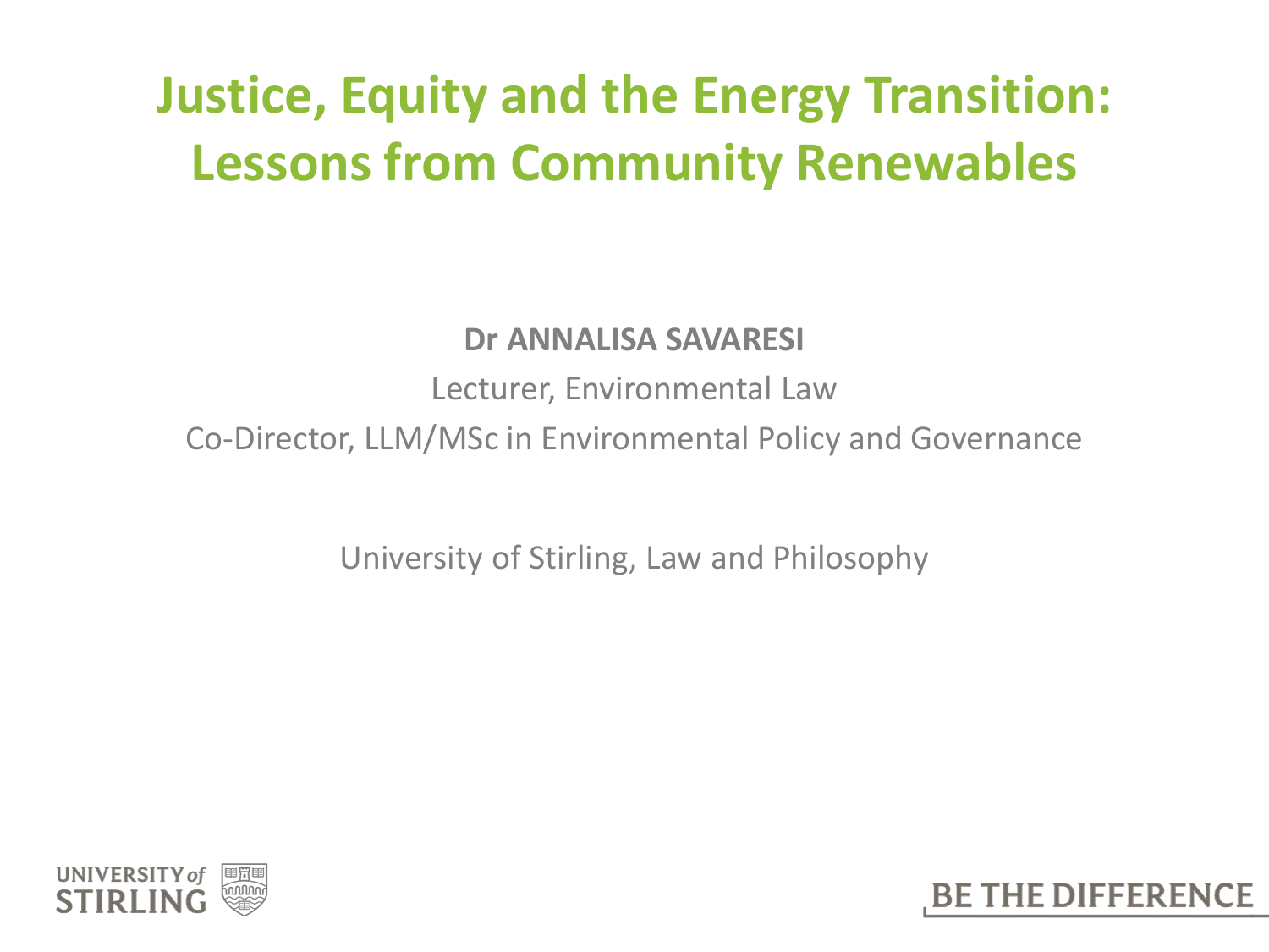# Justice, Equity and the Energy Transition: Lessons from Community Renewables

**Dr ANNALISA SAVARESI**

Lecturer, Environmental Law

Co-Director, LLM/MSc in Environmental Policy and Governance

University of Stirling, Law and Philosophy

UNIVERSITY of STIRLING

BE THE DIFFERENCE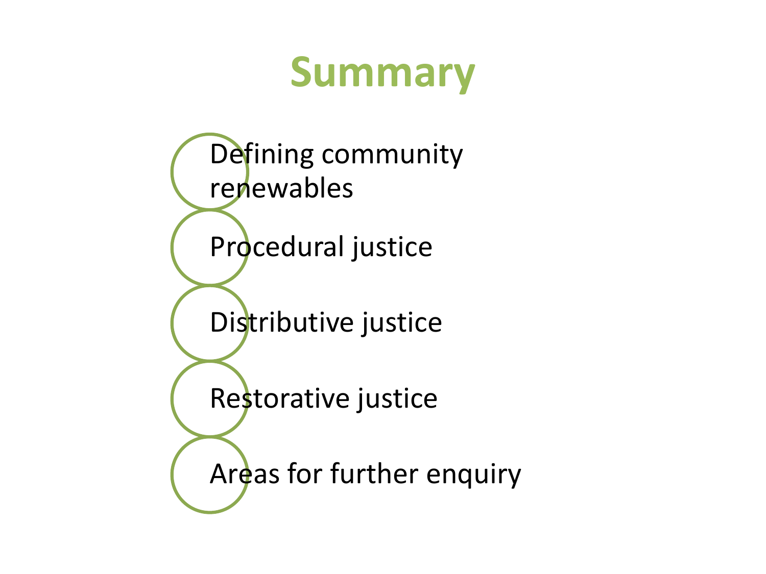# Summary

- Defining community renewables
- Procedural justice
- Distributive justice
- Restorative justice
- Areas for further enquiry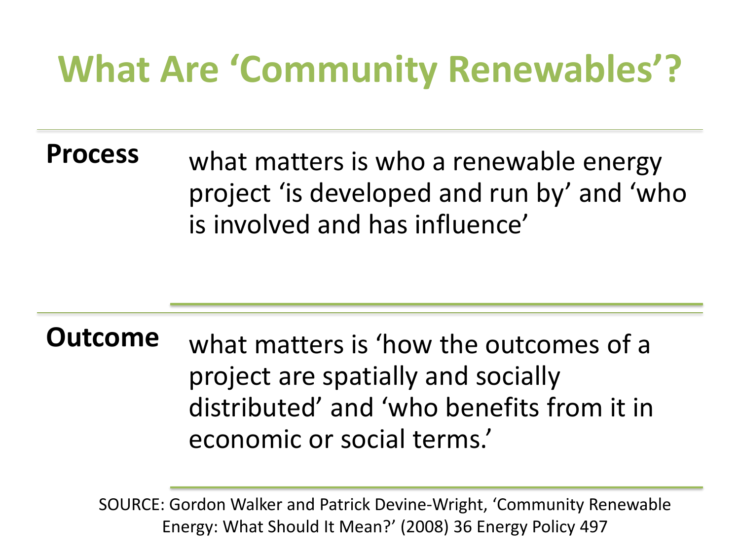# What Are 'Community Renewables'?

| | |
|---|---|
| **Process** | what matters is who a renewable energy project 'is developed and run by' and 'who is involved and has influence' |
| **Outcome** | what matters is 'how the outcomes of a project are spatially and socially distributed' and 'who benefits from it in economic or social terms.' |

SOURCE: Gordon Walker and Patrick Devine-Wright, 'Community Renewable Energy: What Should It Mean?' (2008) 36 Energy Policy 497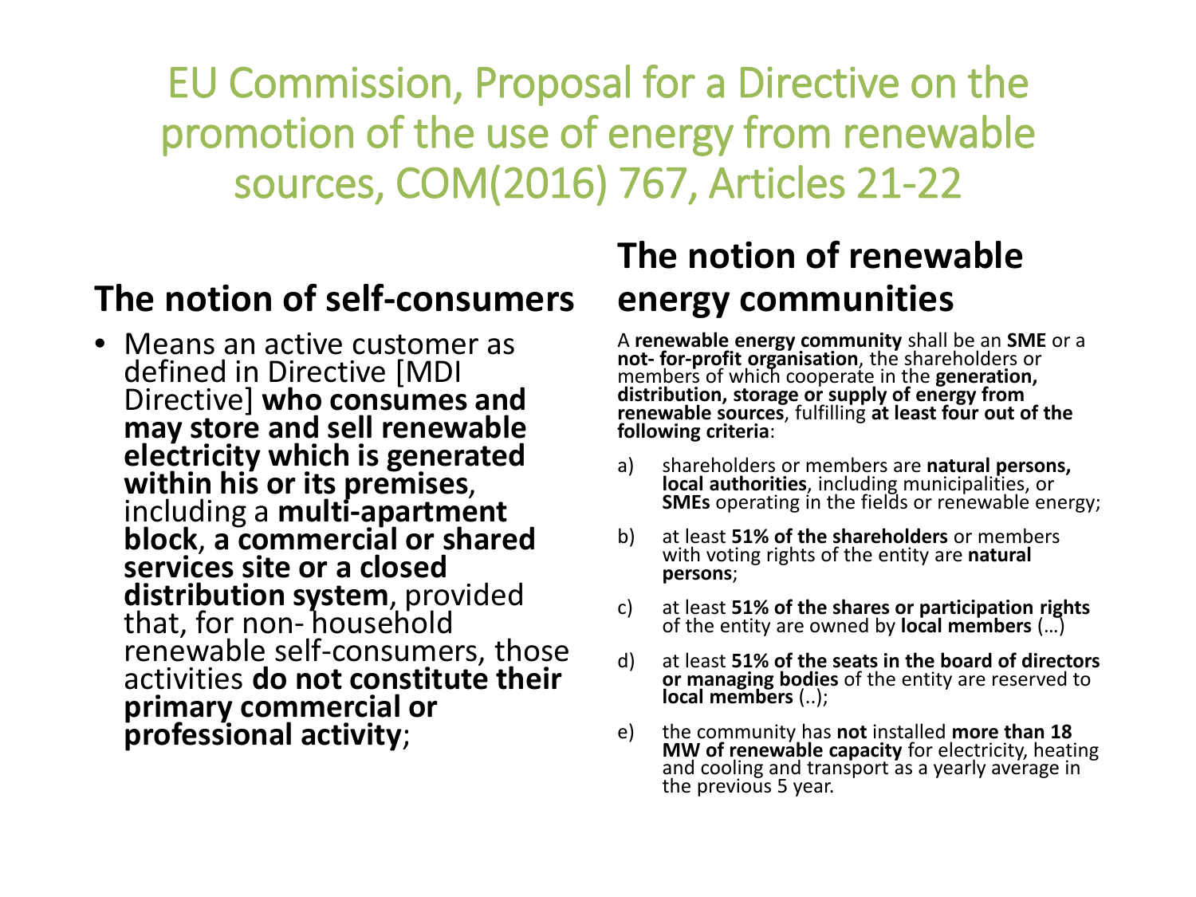# EU Commission, Proposal for a Directive on the promotion of the use of energy from renewable sources, COM(2016) 767, Articles 21-22

## The notion of self-consumers

- Means an active customer as defined in Directive [MDI Directive] **who consumes and may store and sell renewable electricity which is generated within his or its premises**, including a **multi-apartment block**, **a commercial or shared services site or a closed distribution system**, provided that, for non- household renewable self-consumers, those activities **do not constitute their primary commercial or professional activity**;

## The notion of renewable energy communities

A **renewable energy community** shall be an **SME** or a **not- for-profit organisation**, the shareholders or members of which cooperate in the **generation, distribution, storage or supply of energy from renewable sources**, fulfilling **at least four out of the following criteria**:

a) shareholders or members are **natural persons, local authorities**, including municipalities, or **SMEs** operating in the fields or renewable energy;

b) at least **51% of the shareholders** or members with voting rights of the entity are **natural persons**;

c) at least **51% of the shares or participation rights** of the entity are owned by **local members** (…)

d) at least **51% of the seats in the board of directors or managing bodies** of the entity are reserved to **local members** (..);

e) the community has **not** installed **more than 18 MW of renewable capacity** for electricity, heating and cooling and transport as a yearly average in the previous 5 year.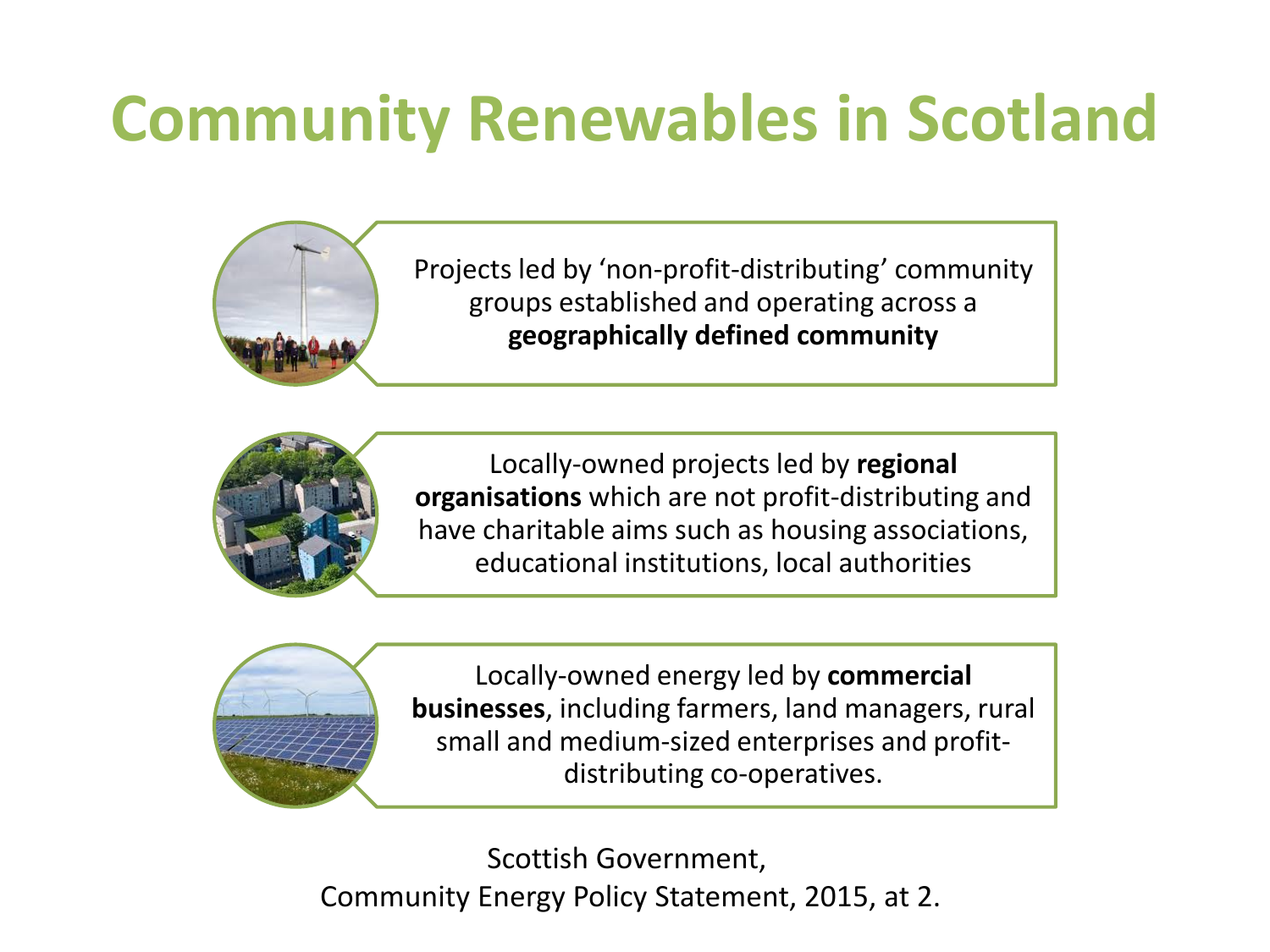# Community Renewables in Scotland

Projects led by 'non-profit-distributing' community groups established and operating across a **geographically defined community**

Locally-owned projects led by **regional organisations** which are not profit-distributing and have charitable aims such as housing associations, educational institutions, local authorities

Locally-owned energy led by **commercial businesses**, including farmers, land managers, rural small and medium-sized enterprises and profit-distributing co-operatives.

Scottish Government,
Community Energy Policy Statement, 2015, at 2.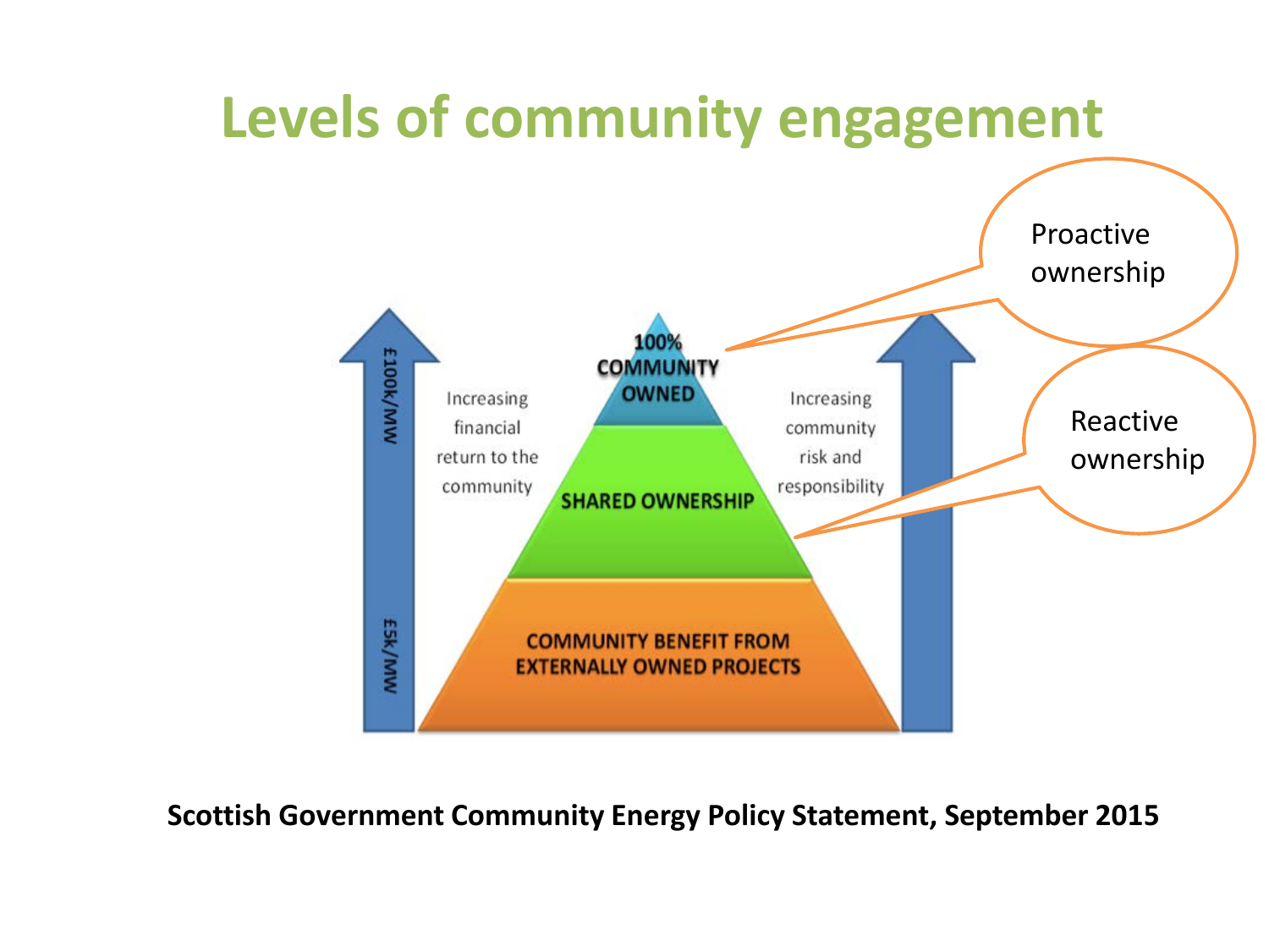# Levels of community engagement

Proactive ownership

Reactive ownership

£100k/MW

£5k/MW

Increasing financial return to the community

100% COMMUNITY OWNED

SHARED OWNERSHIP

COMMUNITY BENEFIT FROM EXTERNALLY OWNED PROJECTS

Increasing community risk and responsibility

**Scottish Government Community Energy Policy Statement, September 2015**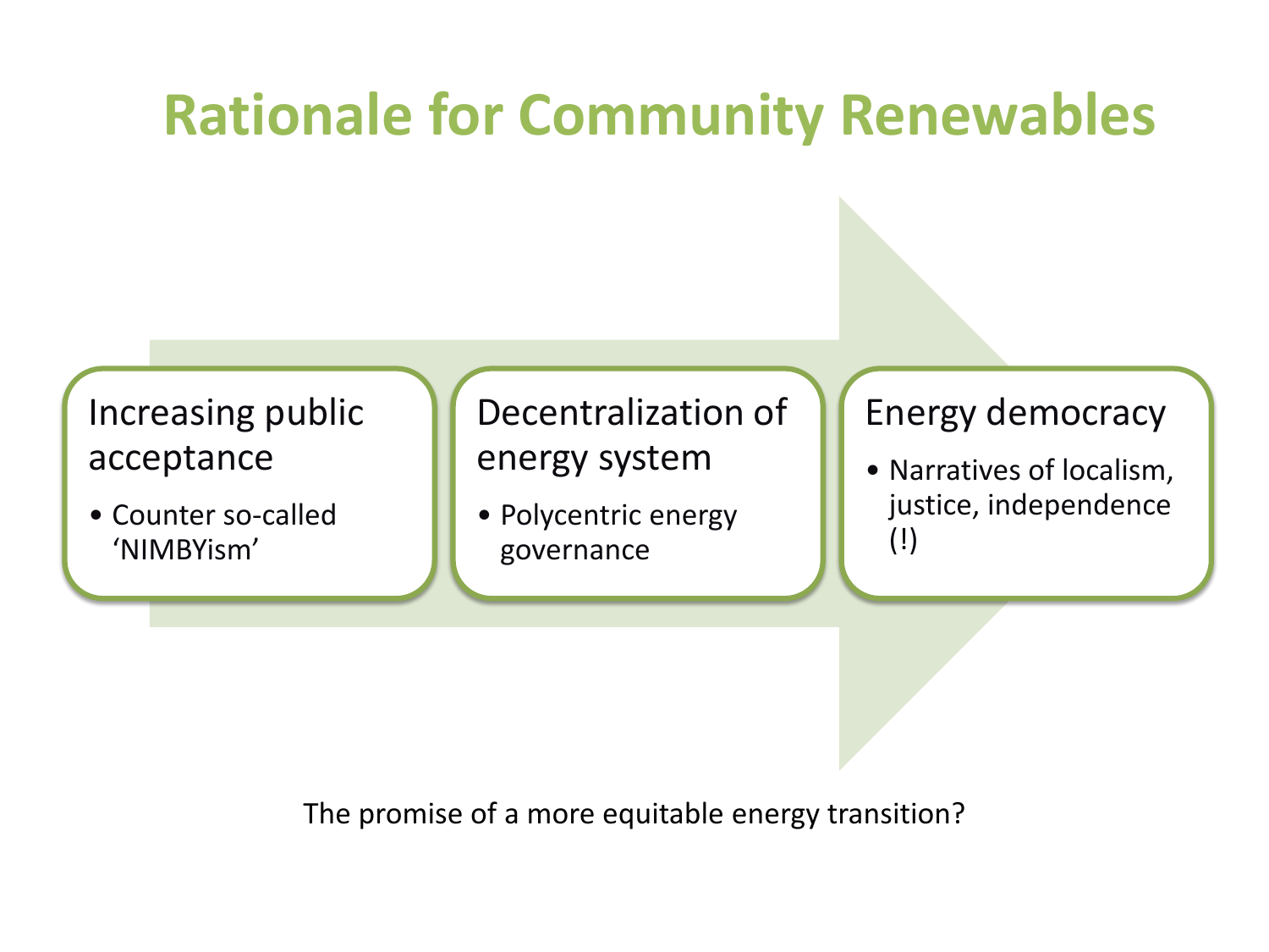# Rationale for Community Renewables

### Increasing public acceptance

- Counter so-called 'NIMBYism'

### Decentralization of energy system

- Polycentric energy governance

### Energy democracy

- Narratives of localism, justice, independence (!)

The promise of a more equitable energy transition?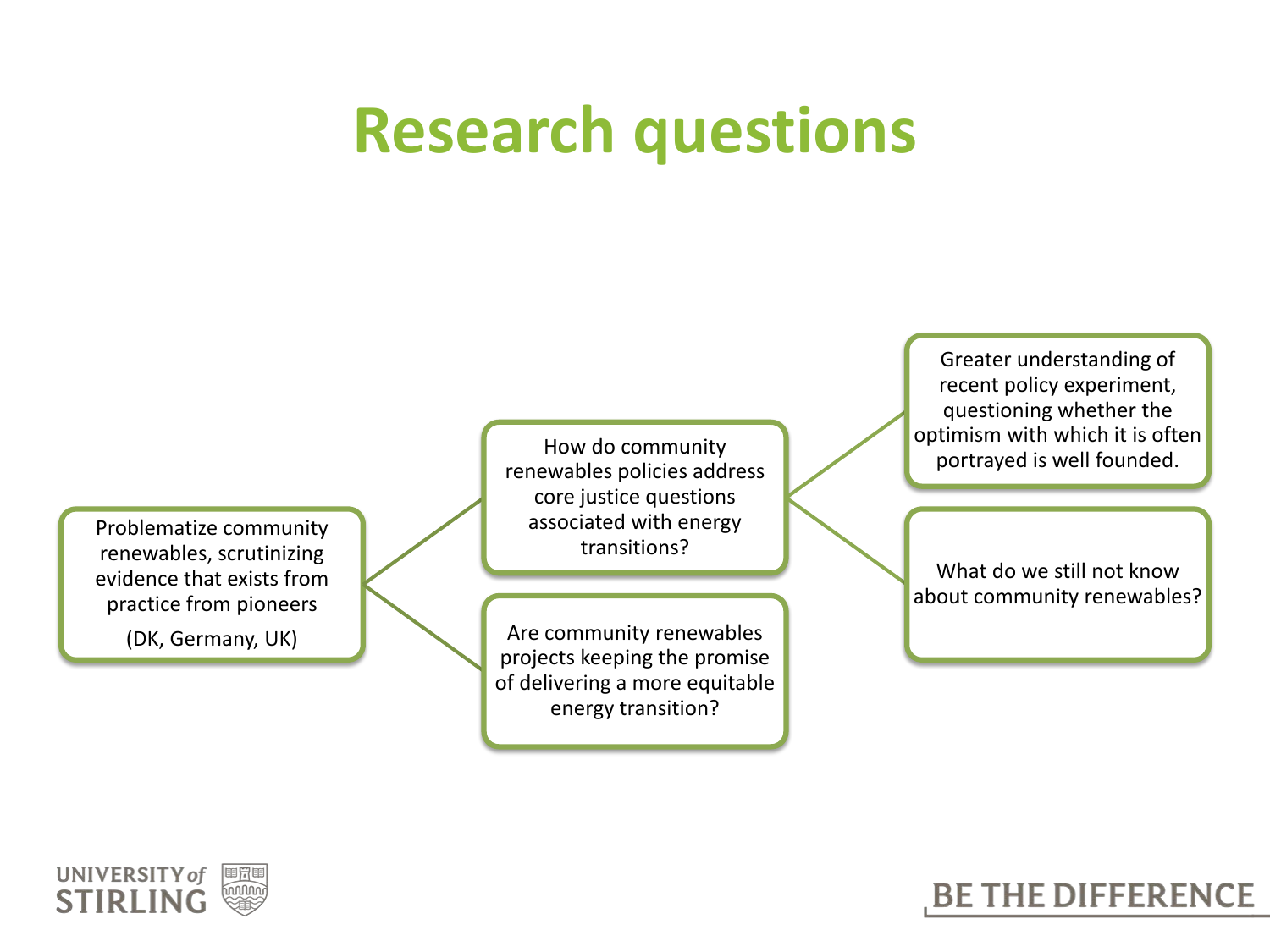# Research questions

- Problematize community renewables, scrutinizing evidence that exists from practice from pioneers (DK, Germany, UK)
  - How do community renewables policies address core justice questions associated with energy transitions?
    - Greater understanding of recent policy experiment, questioning whether the optimism with which it is often portrayed is well founded.
    - What do we still not know about community renewables?
  - Are community renewables projects keeping the promise of delivering a more equitable energy transition?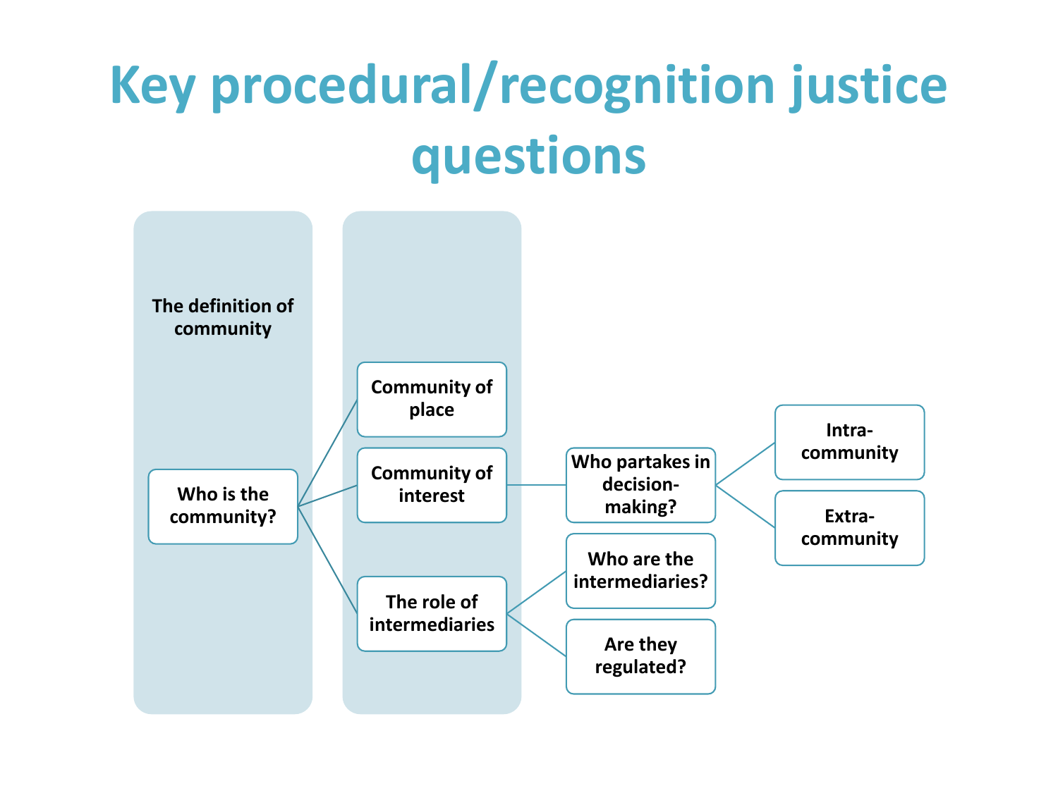# Key procedural/recognition justice questions

**The definition of community**

- **Who is the community?**
  - **Community of place**
  - **Community of interest**
    - **Who partakes in decision-making?**
      - **Intra-community**
      - **Extra-community**
  - **The role of intermediaries**
    - **Who are the intermediaries?**
    - **Are they regulated?**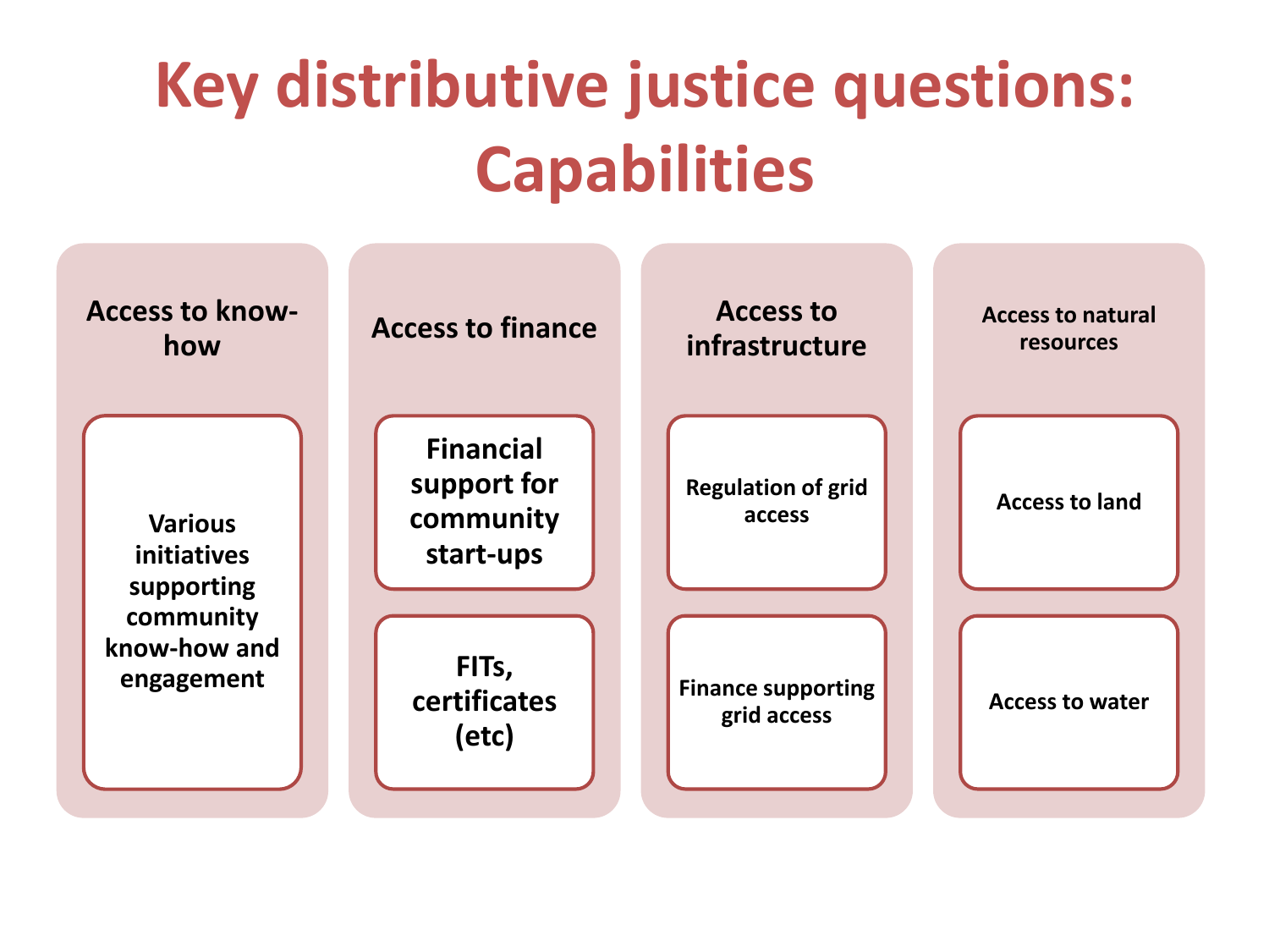# Key distributive justice questions: Capabilities

## Access to know-how

- Various initiatives supporting community know-how and engagement

## Access to finance

- Financial support for community start-ups
- FITs, certificates (etc)

## Access to infrastructure

- Regulation of grid access
- Finance supporting grid access

## Access to natural resources

- Access to land
- Access to water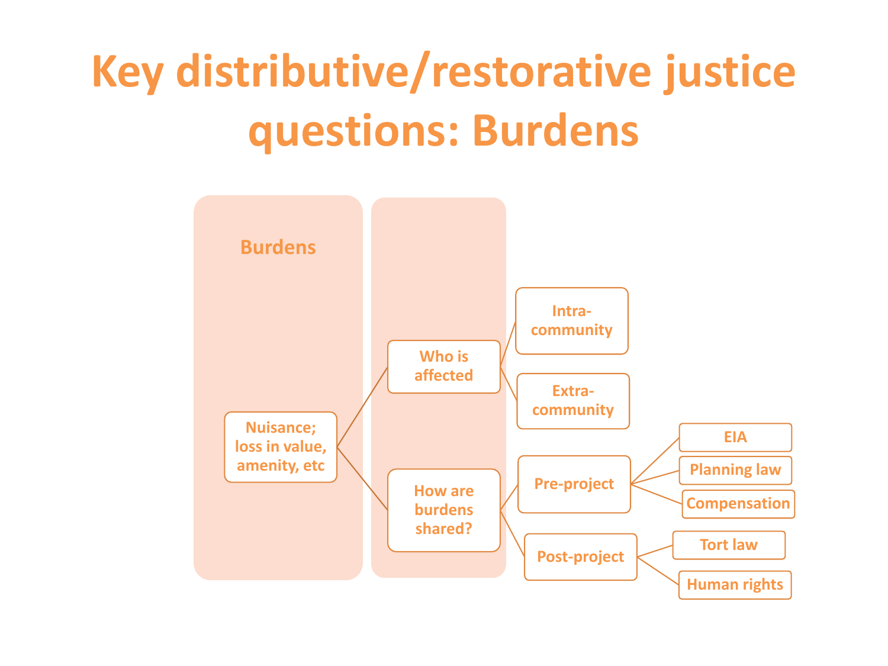# Key distributive/restorative justice questions: Burdens

**Burdens**

- Nuisance; loss in value, amenity, etc
  - Who is affected
    - Intra-community
    - Extra-community
  - How are burdens shared?
    - Pre-project
      - EIA
      - Planning law
      - Compensation
    - Post-project
      - Tort law
      - Human rights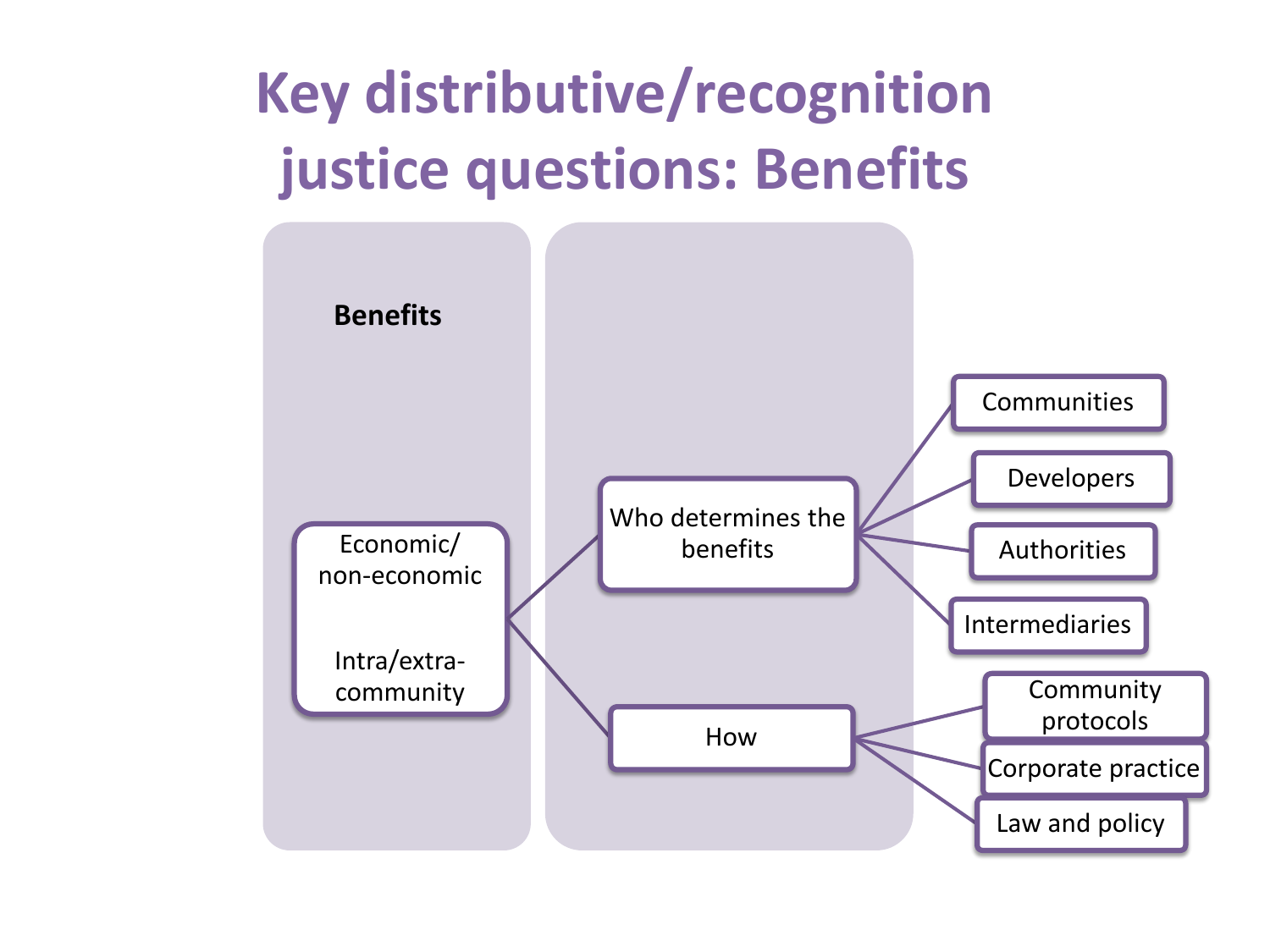# Key distributive/recognition justice questions: Benefits

**Benefits**

- Economic/ non-economic
- Intra/extra-community
  - Who determines the benefits
    - Communities
    - Developers
    - Authorities
    - Intermediaries
  - How
    - Community protocols
    - Corporate practice
    - Law and policy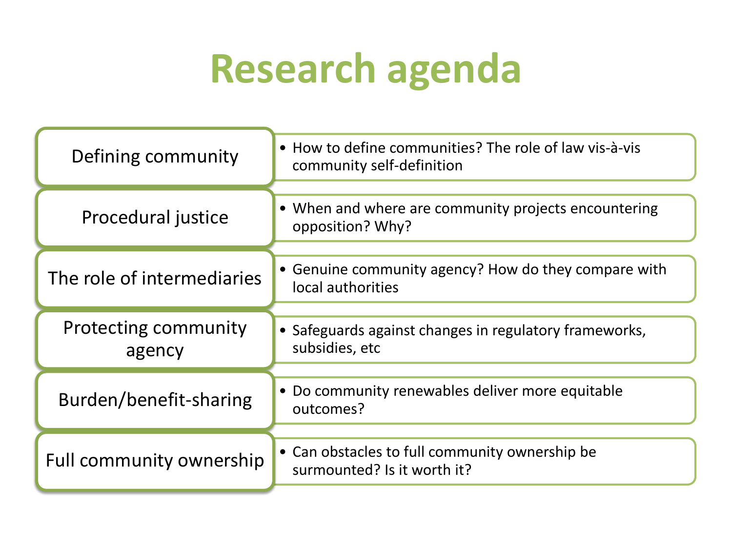# Research agenda

| | |
|---|---|
| Defining community | • How to define communities? The role of law vis-à-vis community self-definition |
| Procedural justice | • When and where are community projects encountering opposition? Why? |
| The role of intermediaries | • Genuine community agency? How do they compare with local authorities |
| Protecting community agency | • Safeguards against changes in regulatory frameworks, subsidies, etc |
| Burden/benefit-sharing | • Do community renewables deliver more equitable outcomes? |
| Full community ownership | • Can obstacles to full community ownership be surmounted? Is it worth it? |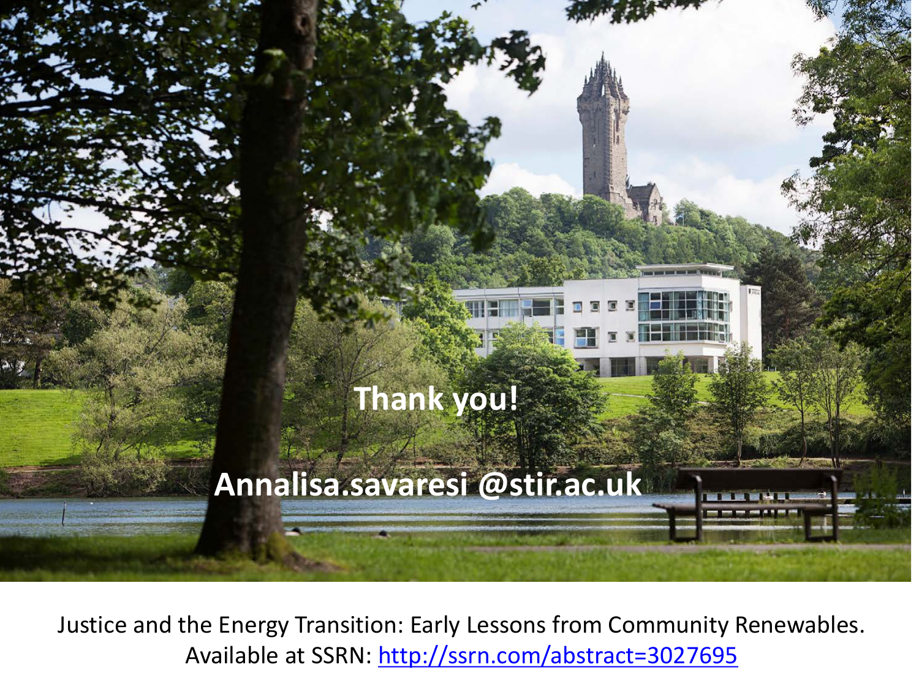**Thank you!**

**Annalisa.savaresi @stir.ac.uk**

Justice and the Energy Transition: Early Lessons from Community Renewables. Available at SSRN: http://ssrn.com/abstract=3027695